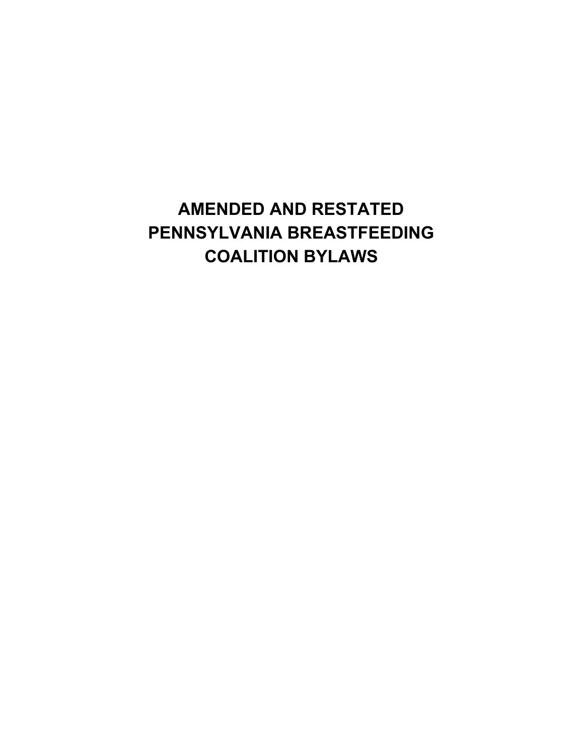# AMENDED AND RESTATED PENNSYLVANIA BREASTFEEDING COALITION BYLAWS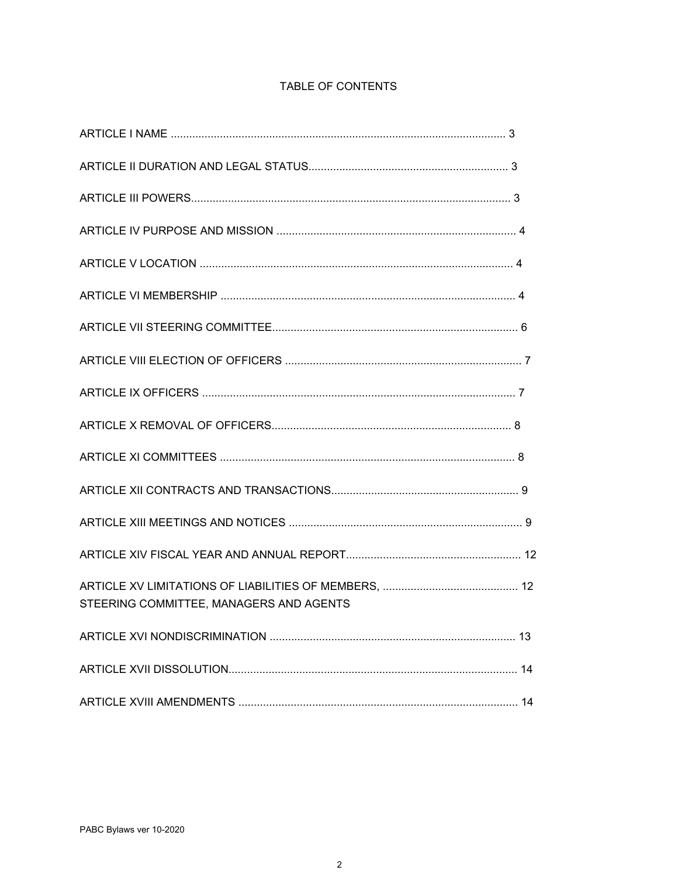# TABLE OF CONTENTS

ARTICLE I NAME ........................................................................................................... 3

ARTICLE II DURATION AND LEGAL STATUS................................................................ 3

ARTICLE III POWERS...................................................................................................... 3

ARTICLE IV PURPOSE AND MISSION ............................................................................ 4

ARTICLE V LOCATION .................................................................................................... 4

ARTICLE VI MEMBERSHIP .............................................................................................. 4

ARTICLE VII STEERING COMMITTEE............................................................................... 6

ARTICLE VIII ELECTION OF OFFICERS ............................................................................ 7

ARTICLE IX OFFICERS .................................................................................................... 7

ARTICLE X REMOVAL OF OFFICERS............................................................................. 8

ARTICLE XI COMMITTEES .............................................................................................. 8

ARTICLE XII CONTRACTS AND TRANSACTIONS............................................................ 9

ARTICLE XIII MEETINGS AND NOTICES ........................................................................... 9

ARTICLE XIV FISCAL YEAR AND ANNUAL REPORT........................................................ 12

ARTICLE XV LIMITATIONS OF LIABILITIES OF MEMBERS, STEERING COMMITTEE, MANAGERS AND AGENTS ........................................... 12

ARTICLE XVI NONDISCRIMINATION .............................................................................. 13

ARTICLE XVII DISSOLUTION............................................................................................ 14

ARTICLE XVIII AMENDMENTS ......................................................................................... 14

PABC Bylaws ver 10-2020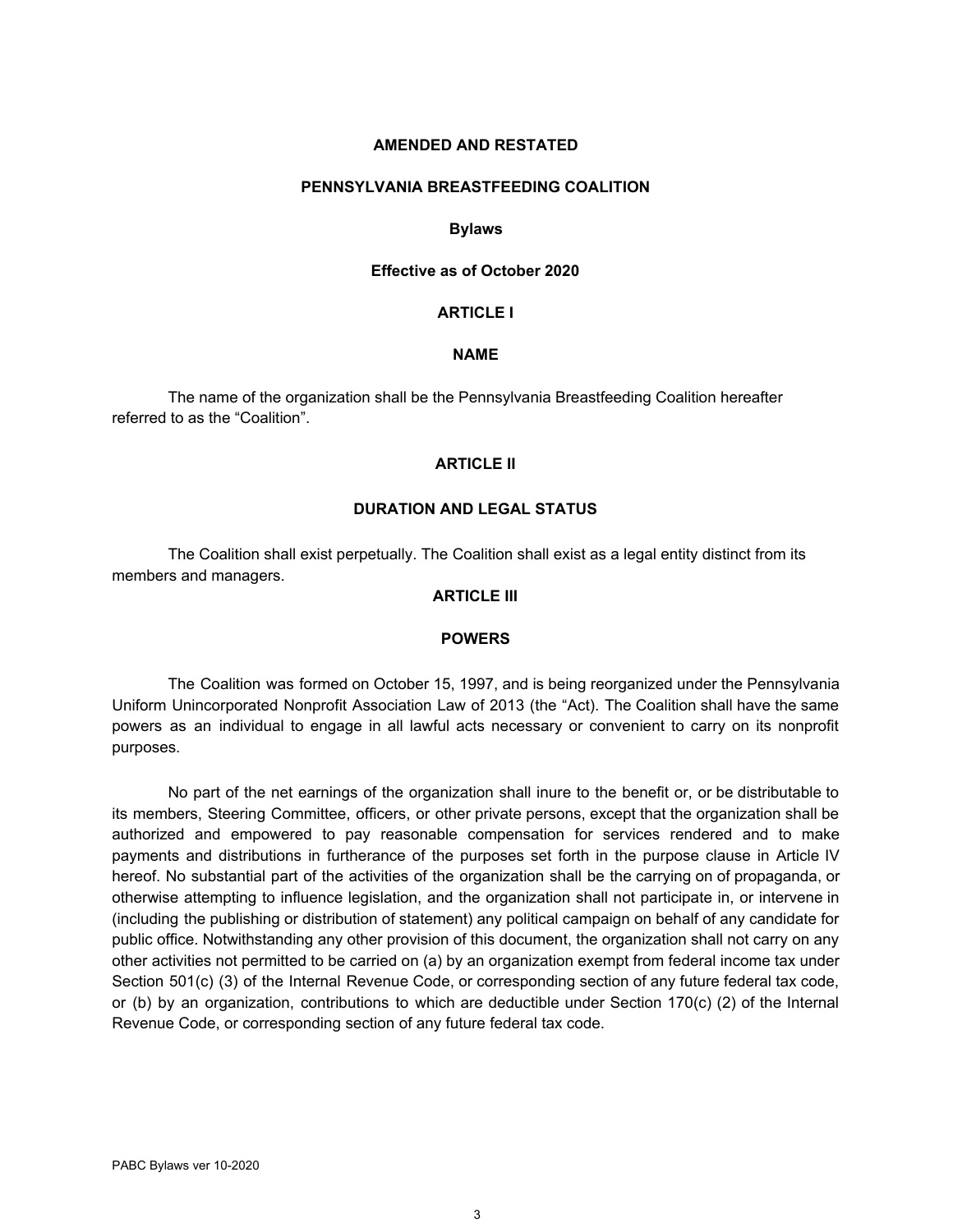**AMENDED AND RESTATED**

**PENNSYLVANIA BREASTFEEDING COALITION**

**Bylaws**

**Effective as of October 2020**

## ARTICLE I

## NAME

The name of the organization shall be the Pennsylvania Breastfeeding Coalition hereafter referred to as the “Coalition”.

## ARTICLE II

## DURATION AND LEGAL STATUS

The Coalition shall exist perpetually. The Coalition shall exist as a legal entity distinct from its members and managers.

## ARTICLE III

## POWERS

The Coalition was formed on October 15, 1997, and is being reorganized under the Pennsylvania Uniform Unincorporated Nonprofit Association Law of 2013 (the “Act). The Coalition shall have the same powers as an individual to engage in all lawful acts necessary or convenient to carry on its nonprofit purposes.

No part of the net earnings of the organization shall inure to the benefit or, or be distributable to its members, Steering Committee, officers, or other private persons, except that the organization shall be authorized and empowered to pay reasonable compensation for services rendered and to make payments and distributions in furtherance of the purposes set forth in the purpose clause in Article IV hereof. No substantial part of the activities of the organization shall be the carrying on of propaganda, or otherwise attempting to influence legislation, and the organization shall not participate in, or intervene in (including the publishing or distribution of statement) any political campaign on behalf of any candidate for public office. Notwithstanding any other provision of this document, the organization shall not carry on any other activities not permitted to be carried on (a) by an organization exempt from federal income tax under Section 501(c) (3) of the Internal Revenue Code, or corresponding section of any future federal tax code, or (b) by an organization, contributions to which are deductible under Section 170(c) (2) of the Internal Revenue Code, or corresponding section of any future federal tax code.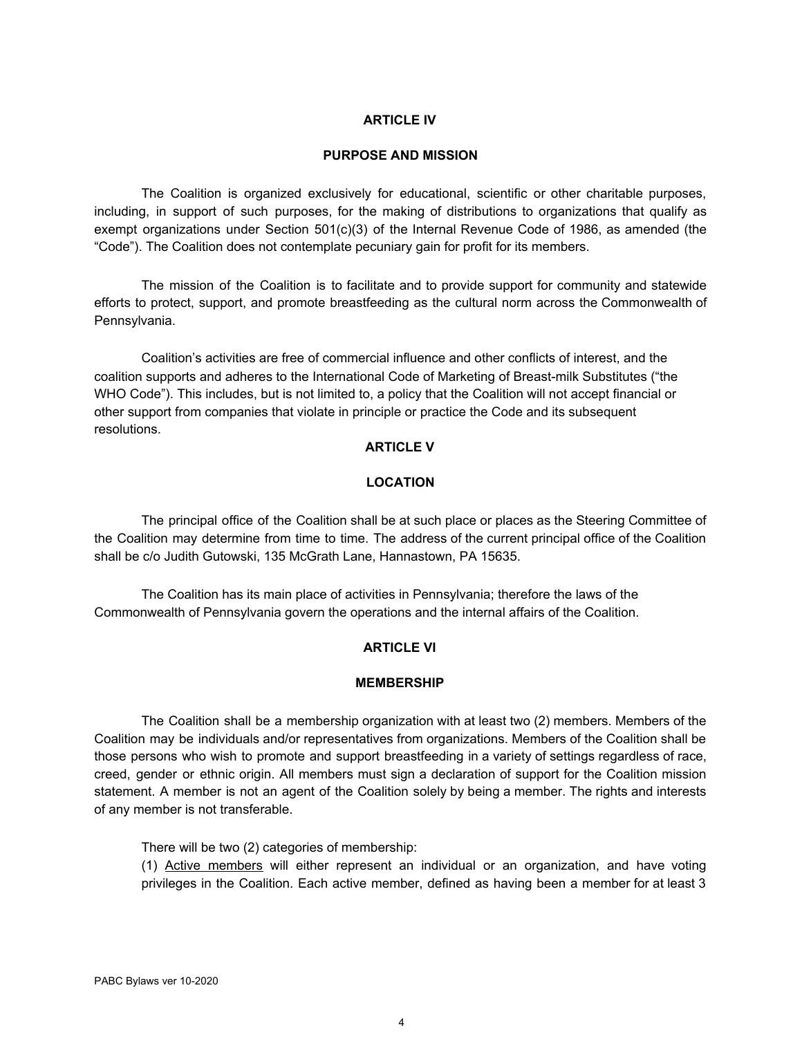## ARTICLE IV

## PURPOSE AND MISSION

The Coalition is organized exclusively for educational, scientific or other charitable purposes, including, in support of such purposes, for the making of distributions to organizations that qualify as exempt organizations under Section 501(c)(3) of the Internal Revenue Code of 1986, as amended (the "Code"). The Coalition does not contemplate pecuniary gain for profit for its members.

The mission of the Coalition is to facilitate and to provide support for community and statewide efforts to protect, support, and promote breastfeeding as the cultural norm across the Commonwealth of Pennsylvania.

Coalition's activities are free of commercial influence and other conflicts of interest, and the coalition supports and adheres to the International Code of Marketing of Breast-milk Substitutes ("the WHO Code"). This includes, but is not limited to, a policy that the Coalition will not accept financial or other support from companies that violate in principle or practice the Code and its subsequent resolutions.

## ARTICLE V

## LOCATION

The principal office of the Coalition shall be at such place or places as the Steering Committee of the Coalition may determine from time to time. The address of the current principal office of the Coalition shall be c/o Judith Gutowski, 135 McGrath Lane, Hannastown, PA 15635.

The Coalition has its main place of activities in Pennsylvania; therefore the laws of the Commonwealth of Pennsylvania govern the operations and the internal affairs of the Coalition.

## ARTICLE VI

## MEMBERSHIP

The Coalition shall be a membership organization with at least two (2) members. Members of the Coalition may be individuals and/or representatives from organizations. Members of the Coalition shall be those persons who wish to promote and support breastfeeding in a variety of settings regardless of race, creed, gender or ethnic origin. All members must sign a declaration of support for the Coalition mission statement. A member is not an agent of the Coalition solely by being a member. The rights and interests of any member is not transferable.

There will be two (2) categories of membership:

(1) Active members will either represent an individual or an organization, and have voting privileges in the Coalition. Each active member, defined as having been a member for at least 3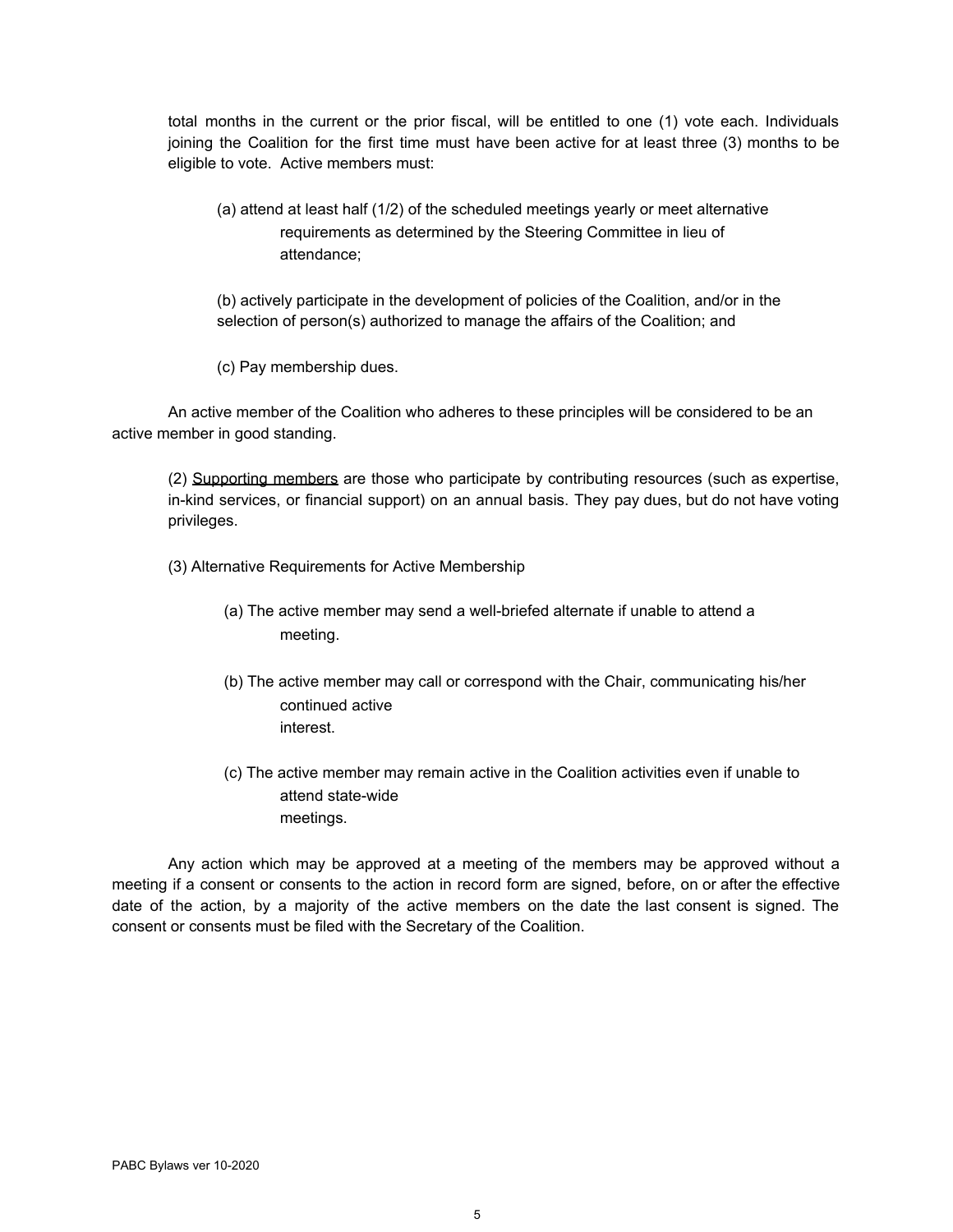total months in the current or the prior fiscal, will be entitled to one (1) vote each. Individuals joining the Coalition for the first time must have been active for at least three (3) months to be eligible to vote. Active members must:

(a) attend at least half (1/2) of the scheduled meetings yearly or meet alternative requirements as determined by the Steering Committee in lieu of attendance;

(b) actively participate in the development of policies of the Coalition, and/or in the selection of person(s) authorized to manage the affairs of the Coalition; and

(c) Pay membership dues.

An active member of the Coalition who adheres to these principles will be considered to be an active member in good standing.

(2) Supporting members are those who participate by contributing resources (such as expertise, in-kind services, or financial support) on an annual basis. They pay dues, but do not have voting privileges.

(3) Alternative Requirements for Active Membership

(a) The active member may send a well-briefed alternate if unable to attend a meeting.

(b) The active member may call or correspond with the Chair, communicating his/her continued active interest.

(c) The active member may remain active in the Coalition activities even if unable to attend state-wide meetings.

Any action which may be approved at a meeting of the members may be approved without a meeting if a consent or consents to the action in record form are signed, before, on or after the effective date of the action, by a majority of the active members on the date the last consent is signed. The consent or consents must be filed with the Secretary of the Coalition.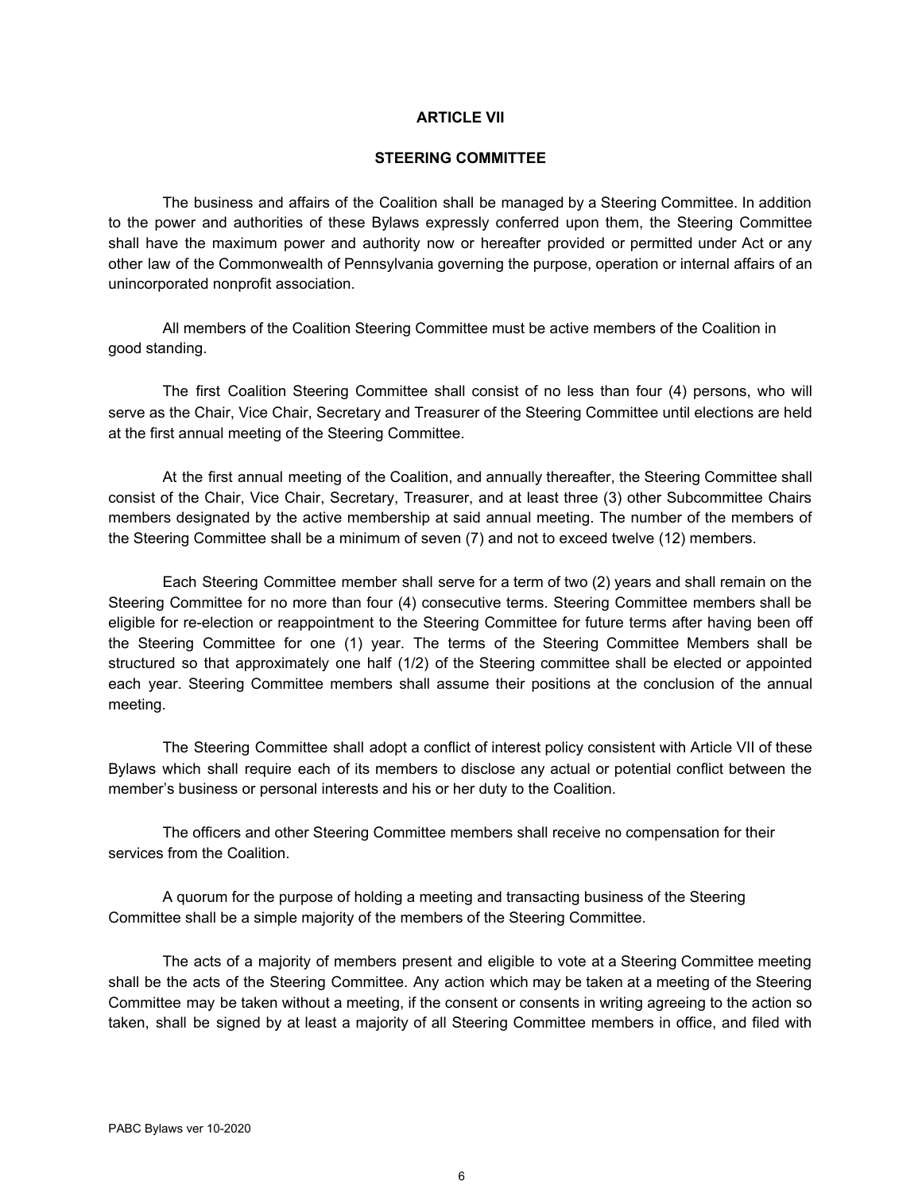## ARTICLE VII

## STEERING COMMITTEE

The business and affairs of the Coalition shall be managed by a Steering Committee. In addition to the power and authorities of these Bylaws expressly conferred upon them, the Steering Committee shall have the maximum power and authority now or hereafter provided or permitted under Act or any other law of the Commonwealth of Pennsylvania governing the purpose, operation or internal affairs of an unincorporated nonprofit association.

All members of the Coalition Steering Committee must be active members of the Coalition in good standing.

The first Coalition Steering Committee shall consist of no less than four (4) persons, who will serve as the Chair, Vice Chair, Secretary and Treasurer of the Steering Committee until elections are held at the first annual meeting of the Steering Committee.

At the first annual meeting of the Coalition, and annually thereafter, the Steering Committee shall consist of the Chair, Vice Chair, Secretary, Treasurer, and at least three (3) other Subcommittee Chairs members designated by the active membership at said annual meeting. The number of the members of the Steering Committee shall be a minimum of seven (7) and not to exceed twelve (12) members.

Each Steering Committee member shall serve for a term of two (2) years and shall remain on the Steering Committee for no more than four (4) consecutive terms. Steering Committee members shall be eligible for re-election or reappointment to the Steering Committee for future terms after having been off the Steering Committee for one (1) year. The terms of the Steering Committee Members shall be structured so that approximately one half (1/2) of the Steering committee shall be elected or appointed each year. Steering Committee members shall assume their positions at the conclusion of the annual meeting.

The Steering Committee shall adopt a conflict of interest policy consistent with Article VII of these Bylaws which shall require each of its members to disclose any actual or potential conflict between the member's business or personal interests and his or her duty to the Coalition.

The officers and other Steering Committee members shall receive no compensation for their services from the Coalition.

A quorum for the purpose of holding a meeting and transacting business of the Steering Committee shall be a simple majority of the members of the Steering Committee.

The acts of a majority of members present and eligible to vote at a Steering Committee meeting shall be the acts of the Steering Committee. Any action which may be taken at a meeting of the Steering Committee may be taken without a meeting, if the consent or consents in writing agreeing to the action so taken, shall be signed by at least a majority of all Steering Committee members in office, and filed with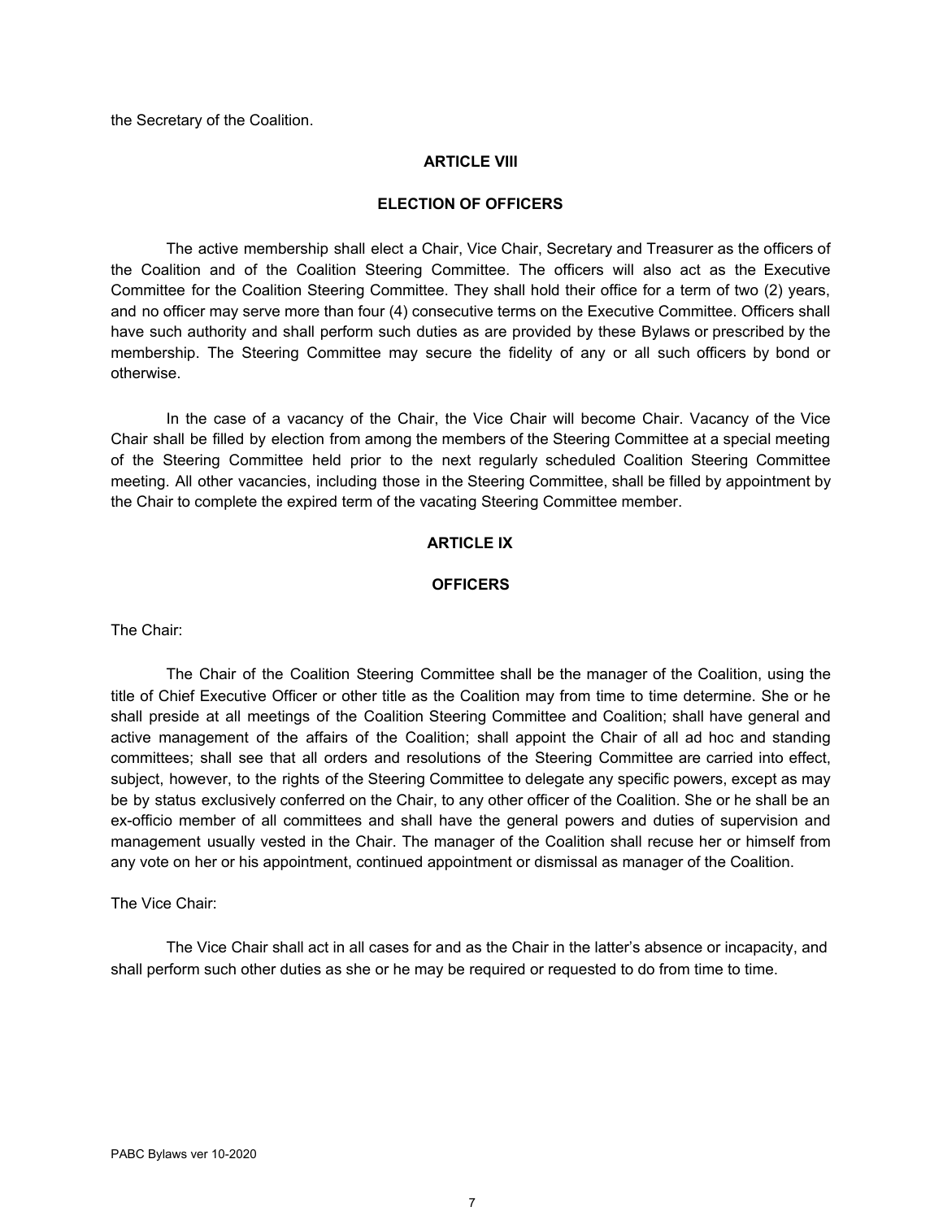the Secretary of the Coalition.

## ARTICLE VIII

## ELECTION OF OFFICERS

The active membership shall elect a Chair, Vice Chair, Secretary and Treasurer as the officers of the Coalition and of the Coalition Steering Committee. The officers will also act as the Executive Committee for the Coalition Steering Committee. They shall hold their office for a term of two (2) years, and no officer may serve more than four (4) consecutive terms on the Executive Committee. Officers shall have such authority and shall perform such duties as are provided by these Bylaws or prescribed by the membership. The Steering Committee may secure the fidelity of any or all such officers by bond or otherwise.

In the case of a vacancy of the Chair, the Vice Chair will become Chair. Vacancy of the Vice Chair shall be filled by election from among the members of the Steering Committee at a special meeting of the Steering Committee held prior to the next regularly scheduled Coalition Steering Committee meeting. All other vacancies, including those in the Steering Committee, shall be filled by appointment by the Chair to complete the expired term of the vacating Steering Committee member.

## ARTICLE IX

## OFFICERS

The Chair:

The Chair of the Coalition Steering Committee shall be the manager of the Coalition, using the title of Chief Executive Officer or other title as the Coalition may from time to time determine. She or he shall preside at all meetings of the Coalition Steering Committee and Coalition; shall have general and active management of the affairs of the Coalition; shall appoint the Chair of all ad hoc and standing committees; shall see that all orders and resolutions of the Steering Committee are carried into effect, subject, however, to the rights of the Steering Committee to delegate any specific powers, except as may be by status exclusively conferred on the Chair, to any other officer of the Coalition. She or he shall be an ex-officio member of all committees and shall have the general powers and duties of supervision and management usually vested in the Chair. The manager of the Coalition shall recuse her or himself from any vote on her or his appointment, continued appointment or dismissal as manager of the Coalition.

The Vice Chair:

The Vice Chair shall act in all cases for and as the Chair in the latter's absence or incapacity, and shall perform such other duties as she or he may be required or requested to do from time to time.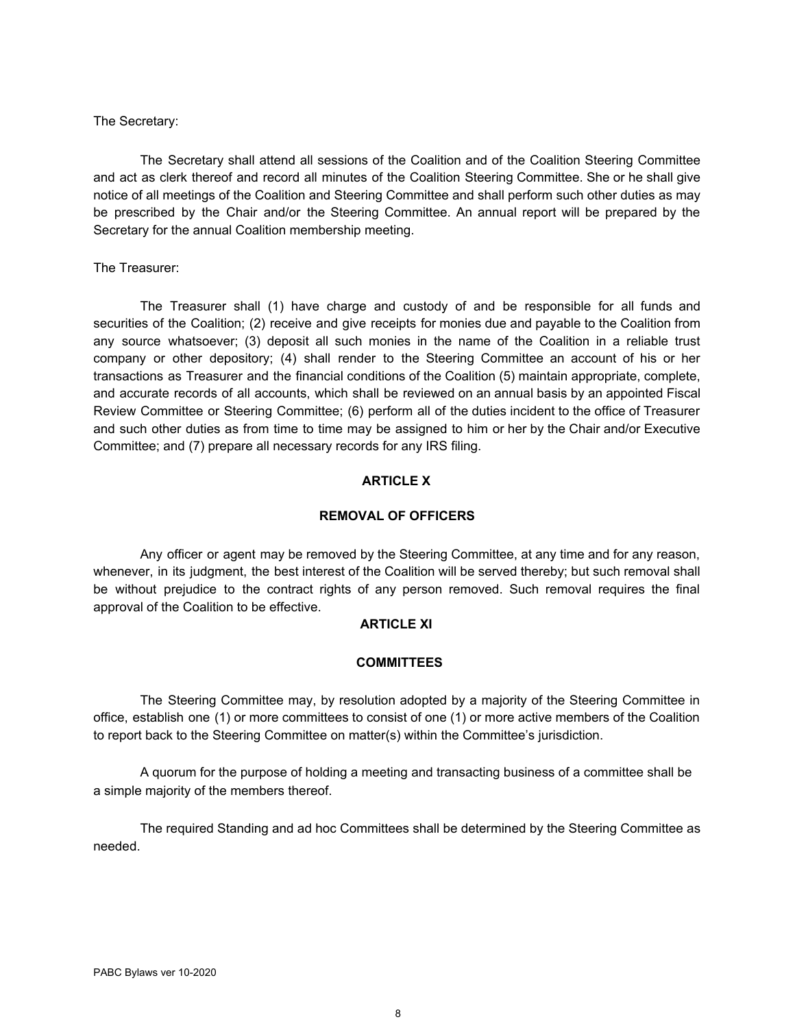The Secretary:

The Secretary shall attend all sessions of the Coalition and of the Coalition Steering Committee and act as clerk thereof and record all minutes of the Coalition Steering Committee. She or he shall give notice of all meetings of the Coalition and Steering Committee and shall perform such other duties as may be prescribed by the Chair and/or the Steering Committee. An annual report will be prepared by the Secretary for the annual Coalition membership meeting.

The Treasurer:

The Treasurer shall (1) have charge and custody of and be responsible for all funds and securities of the Coalition; (2) receive and give receipts for monies due and payable to the Coalition from any source whatsoever; (3) deposit all such monies in the name of the Coalition in a reliable trust company or other depository; (4) shall render to the Steering Committee an account of his or her transactions as Treasurer and the financial conditions of the Coalition (5) maintain appropriate, complete, and accurate records of all accounts, which shall be reviewed on an annual basis by an appointed Fiscal Review Committee or Steering Committee; (6) perform all of the duties incident to the office of Treasurer and such other duties as from time to time may be assigned to him or her by the Chair and/or Executive Committee; and (7) prepare all necessary records for any IRS filing.

## ARTICLE X

## REMOVAL OF OFFICERS

Any officer or agent may be removed by the Steering Committee, at any time and for any reason, whenever, in its judgment, the best interest of the Coalition will be served thereby; but such removal shall be without prejudice to the contract rights of any person removed. Such removal requires the final approval of the Coalition to be effective.

## ARTICLE XI

## COMMITTEES

The Steering Committee may, by resolution adopted by a majority of the Steering Committee in office, establish one (1) or more committees to consist of one (1) or more active members of the Coalition to report back to the Steering Committee on matter(s) within the Committee's jurisdiction.

A quorum for the purpose of holding a meeting and transacting business of a committee shall be a simple majority of the members thereof.

The required Standing and ad hoc Committees shall be determined by the Steering Committee as needed.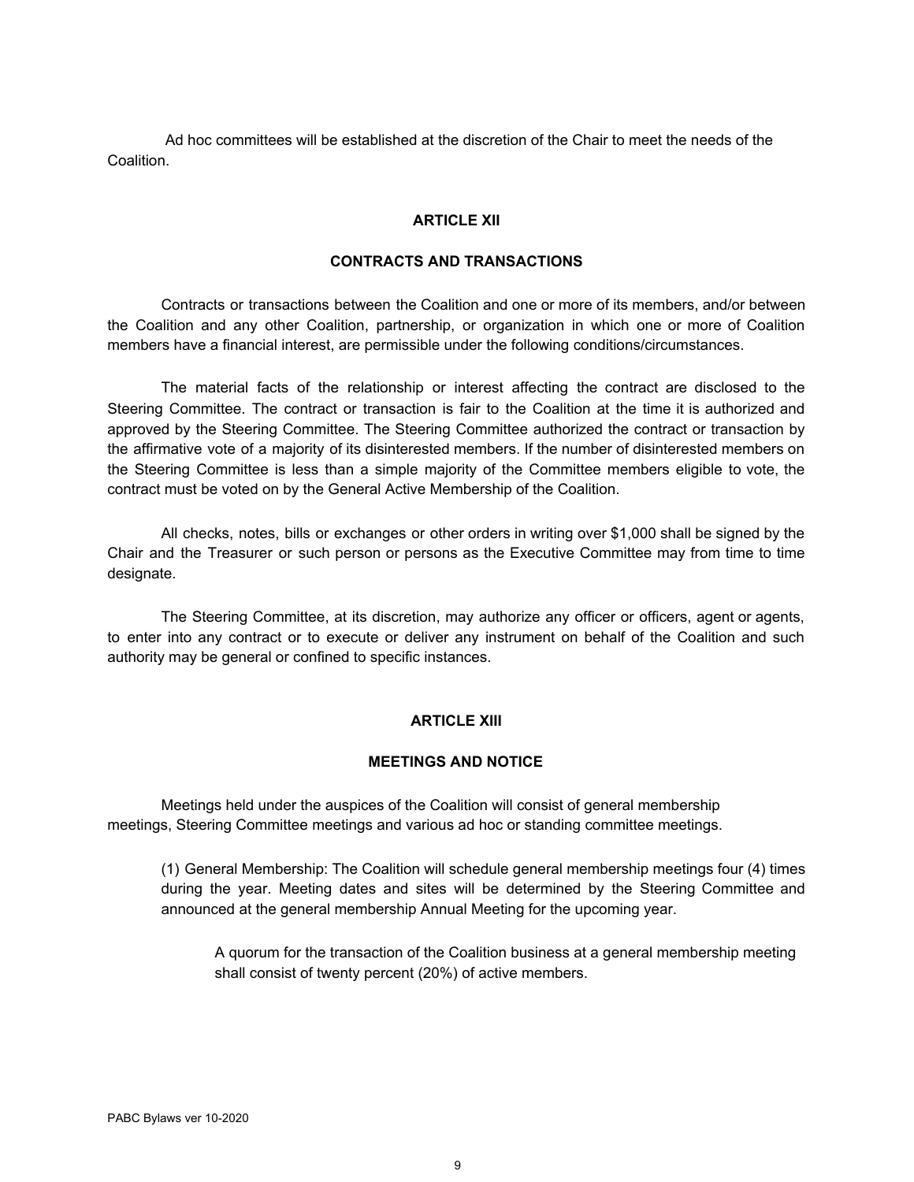Ad hoc committees will be established at the discretion of the Chair to meet the needs of the Coalition.

## ARTICLE XII

## CONTRACTS AND TRANSACTIONS

Contracts or transactions between the Coalition and one or more of its members, and/or between the Coalition and any other Coalition, partnership, or organization in which one or more of Coalition members have a financial interest, are permissible under the following conditions/circumstances.

The material facts of the relationship or interest affecting the contract are disclosed to the Steering Committee. The contract or transaction is fair to the Coalition at the time it is authorized and approved by the Steering Committee. The Steering Committee authorized the contract or transaction by the affirmative vote of a majority of its disinterested members. If the number of disinterested members on the Steering Committee is less than a simple majority of the Committee members eligible to vote, the contract must be voted on by the General Active Membership of the Coalition.

All checks, notes, bills or exchanges or other orders in writing over $1,000 shall be signed by the Chair and the Treasurer or such person or persons as the Executive Committee may from time to time designate.

The Steering Committee, at its discretion, may authorize any officer or officers, agent or agents, to enter into any contract or to execute or deliver any instrument on behalf of the Coalition and such authority may be general or confined to specific instances.

## ARTICLE XIII

## MEETINGS AND NOTICE

Meetings held under the auspices of the Coalition will consist of general membership meetings, Steering Committee meetings and various ad hoc or standing committee meetings.

(1) General Membership: The Coalition will schedule general membership meetings four (4) times during the year. Meeting dates and sites will be determined by the Steering Committee and announced at the general membership Annual Meeting for the upcoming year.

A quorum for the transaction of the Coalition business at a general membership meeting shall consist of twenty percent (20%) of active members.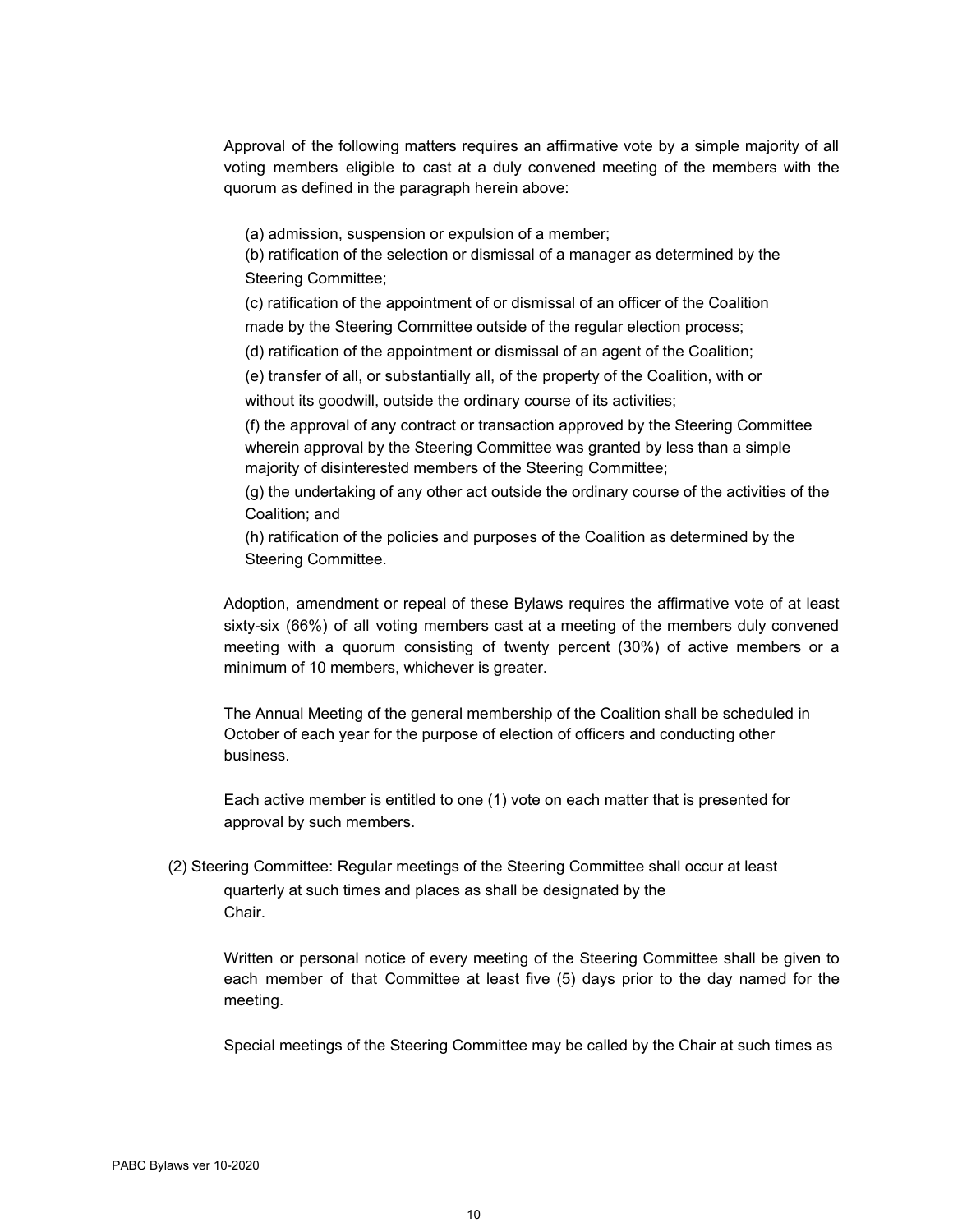Approval of the following matters requires an affirmative vote by a simple majority of all voting members eligible to cast at a duly convened meeting of the members with the quorum as defined in the paragraph herein above:

(a) admission, suspension or expulsion of a member;
(b) ratification of the selection or dismissal of a manager as determined by the Steering Committee;
(c) ratification of the appointment of or dismissal of an officer of the Coalition made by the Steering Committee outside of the regular election process;
(d) ratification of the appointment or dismissal of an agent of the Coalition;
(e) transfer of all, or substantially all, of the property of the Coalition, with or without its goodwill, outside the ordinary course of its activities;
(f) the approval of any contract or transaction approved by the Steering Committee wherein approval by the Steering Committee was granted by less than a simple majority of disinterested members of the Steering Committee;
(g) the undertaking of any other act outside the ordinary course of the activities of the Coalition; and
(h) ratification of the policies and purposes of the Coalition as determined by the Steering Committee.

Adoption, amendment or repeal of these Bylaws requires the affirmative vote of at least sixty-six (66%) of all voting members cast at a meeting of the members duly convened meeting with a quorum consisting of twenty percent (30%) of active members or a minimum of 10 members, whichever is greater.

The Annual Meeting of the general membership of the Coalition shall be scheduled in October of each year for the purpose of election of officers and conducting other business.

Each active member is entitled to one (1) vote on each matter that is presented for approval by such members.

(2) Steering Committee: Regular meetings of the Steering Committee shall occur at least quarterly at such times and places as shall be designated by the Chair.

Written or personal notice of every meeting of the Steering Committee shall be given to each member of that Committee at least five (5) days prior to the day named for the meeting.

Special meetings of the Steering Committee may be called by the Chair at such times as

PABC Bylaws ver 10-2020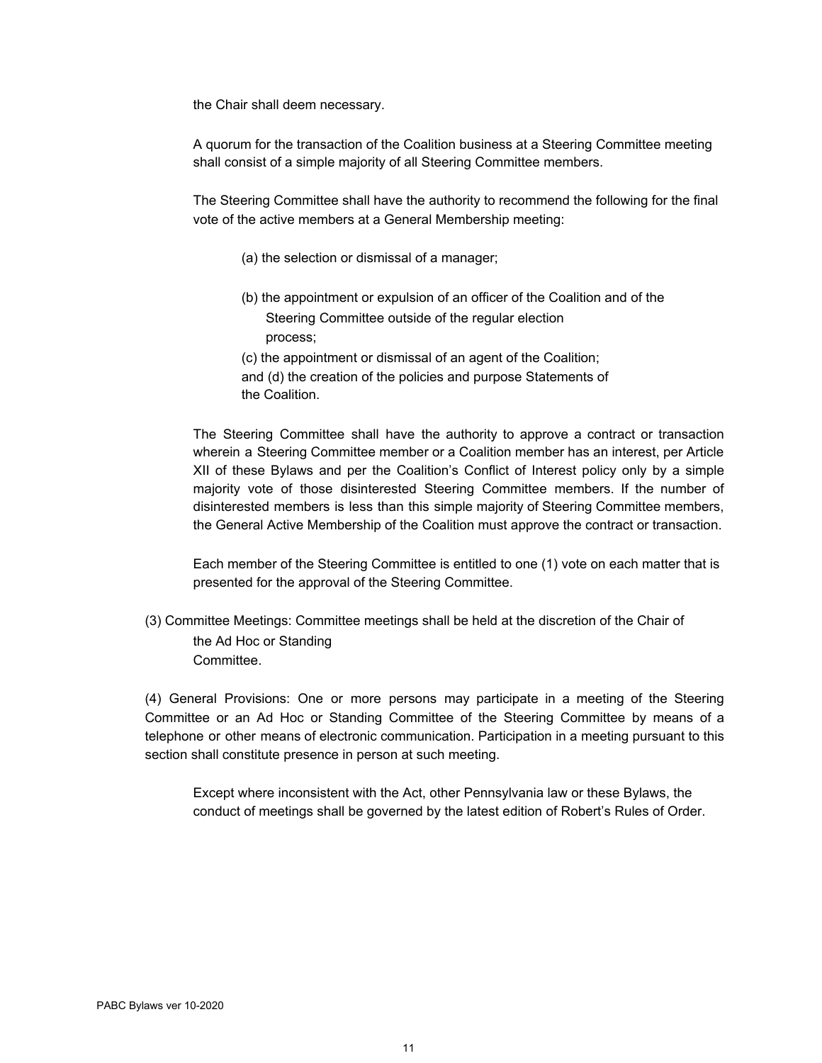the Chair shall deem necessary.

A quorum for the transaction of the Coalition business at a Steering Committee meeting shall consist of a simple majority of all Steering Committee members.

The Steering Committee shall have the authority to recommend the following for the final vote of the active members at a General Membership meeting:

(a) the selection or dismissal of a manager;

(b) the appointment or expulsion of an officer of the Coalition and of the Steering Committee outside of the regular election process;

(c) the appointment or dismissal of an agent of the Coalition; and (d) the creation of the policies and purpose Statements of the Coalition.

The Steering Committee shall have the authority to approve a contract or transaction wherein a Steering Committee member or a Coalition member has an interest, per Article XII of these Bylaws and per the Coalition's Conflict of Interest policy only by a simple majority vote of those disinterested Steering Committee members. If the number of disinterested members is less than this simple majority of Steering Committee members, the General Active Membership of the Coalition must approve the contract or transaction.

Each member of the Steering Committee is entitled to one (1) vote on each matter that is presented for the approval of the Steering Committee.

(3) Committee Meetings: Committee meetings shall be held at the discretion of the Chair of the Ad Hoc or Standing Committee.

(4) General Provisions: One or more persons may participate in a meeting of the Steering Committee or an Ad Hoc or Standing Committee of the Steering Committee by means of a telephone or other means of electronic communication. Participation in a meeting pursuant to this section shall constitute presence in person at such meeting.

Except where inconsistent with the Act, other Pennsylvania law or these Bylaws, the conduct of meetings shall be governed by the latest edition of Robert's Rules of Order.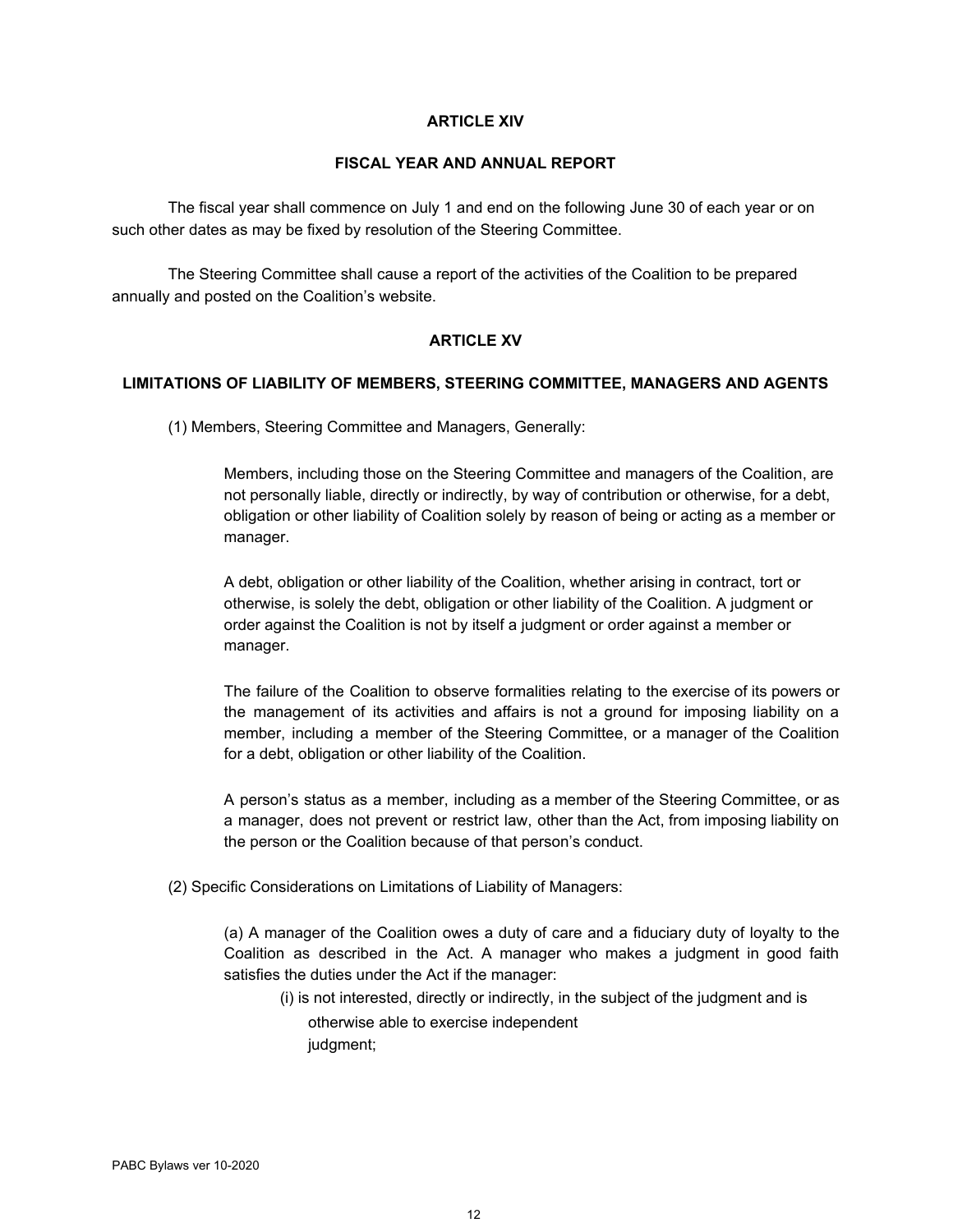## ARTICLE XIV

## FISCAL YEAR AND ANNUAL REPORT

The fiscal year shall commence on July 1 and end on the following June 30 of each year or on such other dates as may be fixed by resolution of the Steering Committee.

The Steering Committee shall cause a report of the activities of the Coalition to be prepared annually and posted on the Coalition's website.

## ARTICLE XV

## LIMITATIONS OF LIABILITY OF MEMBERS, STEERING COMMITTEE, MANAGERS AND AGENTS

(1) Members, Steering Committee and Managers, Generally:

Members, including those on the Steering Committee and managers of the Coalition, are not personally liable, directly or indirectly, by way of contribution or otherwise, for a debt, obligation or other liability of Coalition solely by reason of being or acting as a member or manager.

A debt, obligation or other liability of the Coalition, whether arising in contract, tort or otherwise, is solely the debt, obligation or other liability of the Coalition. A judgment or order against the Coalition is not by itself a judgment or order against a member or manager.

The failure of the Coalition to observe formalities relating to the exercise of its powers or the management of its activities and affairs is not a ground for imposing liability on a member, including a member of the Steering Committee, or a manager of the Coalition for a debt, obligation or other liability of the Coalition.

A person's status as a member, including as a member of the Steering Committee, or as a manager, does not prevent or restrict law, other than the Act, from imposing liability on the person or the Coalition because of that person's conduct.

(2) Specific Considerations on Limitations of Liability of Managers:

(a) A manager of the Coalition owes a duty of care and a fiduciary duty of loyalty to the Coalition as described in the Act. A manager who makes a judgment in good faith satisfies the duties under the Act if the manager:

(i) is not interested, directly or indirectly, in the subject of the judgment and is otherwise able to exercise independent judgment;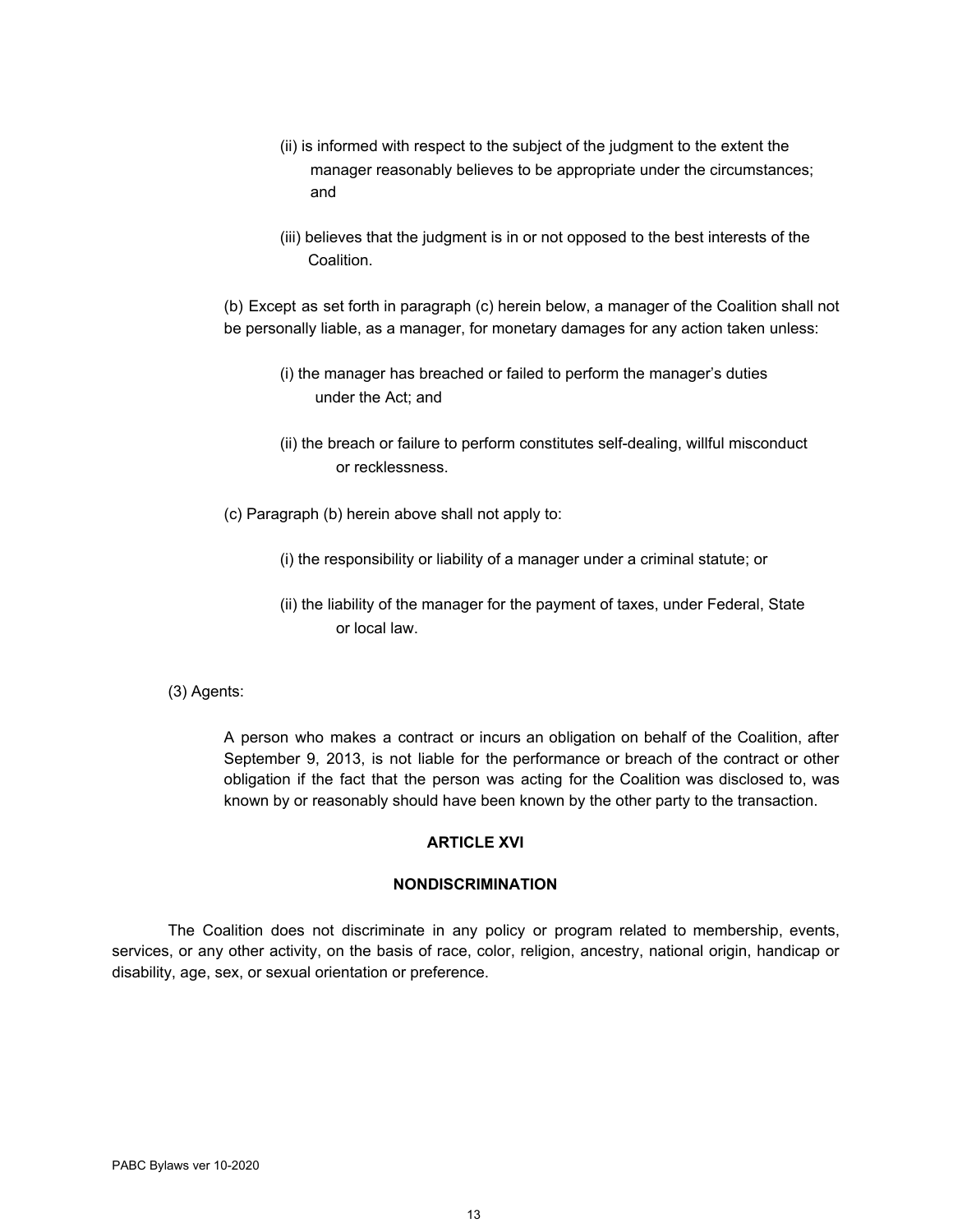(ii) is informed with respect to the subject of the judgment to the extent the manager reasonably believes to be appropriate under the circumstances; and

(iii) believes that the judgment is in or not opposed to the best interests of the Coalition.

(b) Except as set forth in paragraph (c) herein below, a manager of the Coalition shall not be personally liable, as a manager, for monetary damages for any action taken unless:

(i) the manager has breached or failed to perform the manager's duties under the Act; and

(ii) the breach or failure to perform constitutes self-dealing, willful misconduct or recklessness.

(c) Paragraph (b) herein above shall not apply to:

(i) the responsibility or liability of a manager under a criminal statute; or

(ii) the liability of the manager for the payment of taxes, under Federal, State or local law.

(3) Agents:

A person who makes a contract or incurs an obligation on behalf of the Coalition, after September 9, 2013, is not liable for the performance or breach of the contract or other obligation if the fact that the person was acting for the Coalition was disclosed to, was known by or reasonably should have been known by the other party to the transaction.

## ARTICLE XVI

## NONDISCRIMINATION

The Coalition does not discriminate in any policy or program related to membership, events, services, or any other activity, on the basis of race, color, religion, ancestry, national origin, handicap or disability, age, sex, or sexual orientation or preference.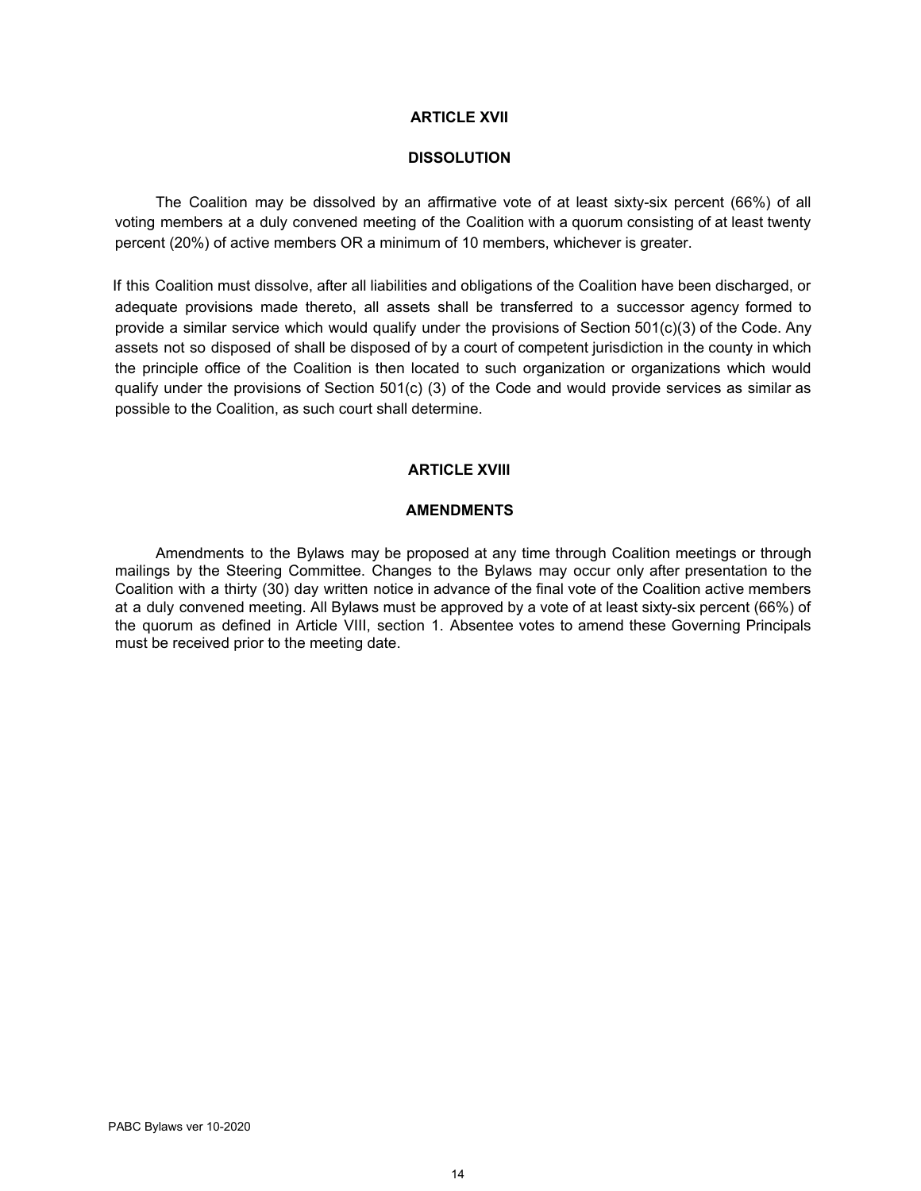## ARTICLE XVII

## DISSOLUTION

The Coalition may be dissolved by an affirmative vote of at least sixty-six percent (66%) of all voting members at a duly convened meeting of the Coalition with a quorum consisting of at least twenty percent (20%) of active members OR a minimum of 10 members, whichever is greater.

If this Coalition must dissolve, after all liabilities and obligations of the Coalition have been discharged, or adequate provisions made thereto, all assets shall be transferred to a successor agency formed to provide a similar service which would qualify under the provisions of Section 501(c)(3) of the Code. Any assets not so disposed of shall be disposed of by a court of competent jurisdiction in the county in which the principle office of the Coalition is then located to such organization or organizations which would qualify under the provisions of Section 501(c) (3) of the Code and would provide services as similar as possible to the Coalition, as such court shall determine.

## ARTICLE XVIII

## AMENDMENTS

Amendments to the Bylaws may be proposed at any time through Coalition meetings or through mailings by the Steering Committee. Changes to the Bylaws may occur only after presentation to the Coalition with a thirty (30) day written notice in advance of the final vote of the Coalition active members at a duly convened meeting. All Bylaws must be approved by a vote of at least sixty-six percent (66%) of the quorum as defined in Article VIII, section 1. Absentee votes to amend these Governing Principals must be received prior to the meeting date.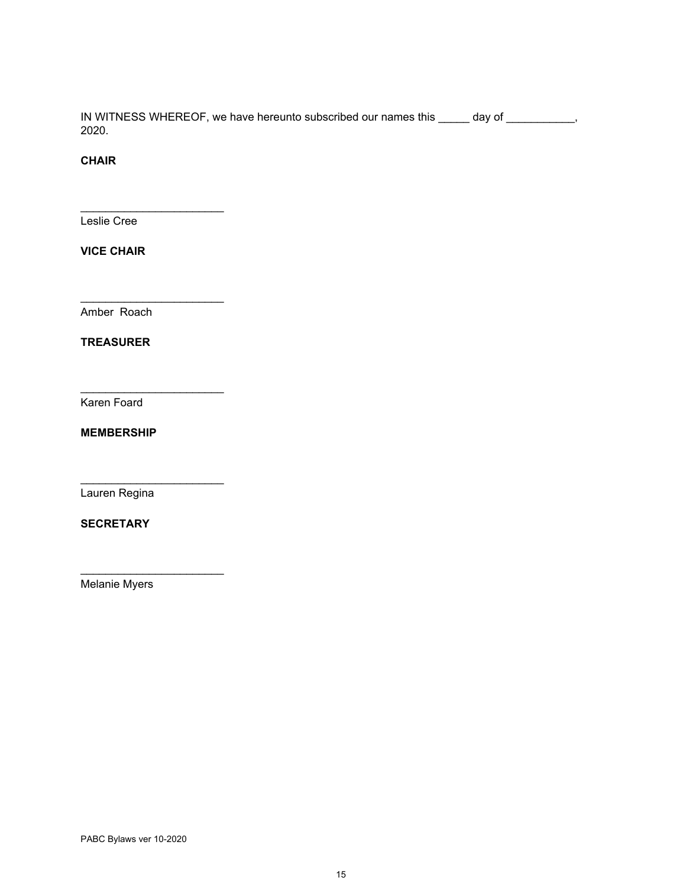IN WITNESS WHEREOF, we have hereunto subscribed our names this _____ day of ___________, 2020.

**CHAIR**

_______________________

Leslie Cree

**VICE CHAIR**

_______________________

Amber Roach

**TREASURER**

_______________________

Karen Foard

**MEMBERSHIP**

_______________________

Lauren Regina

**SECRETARY**

_______________________

Melanie Myers

PABC Bylaws ver 10-2020